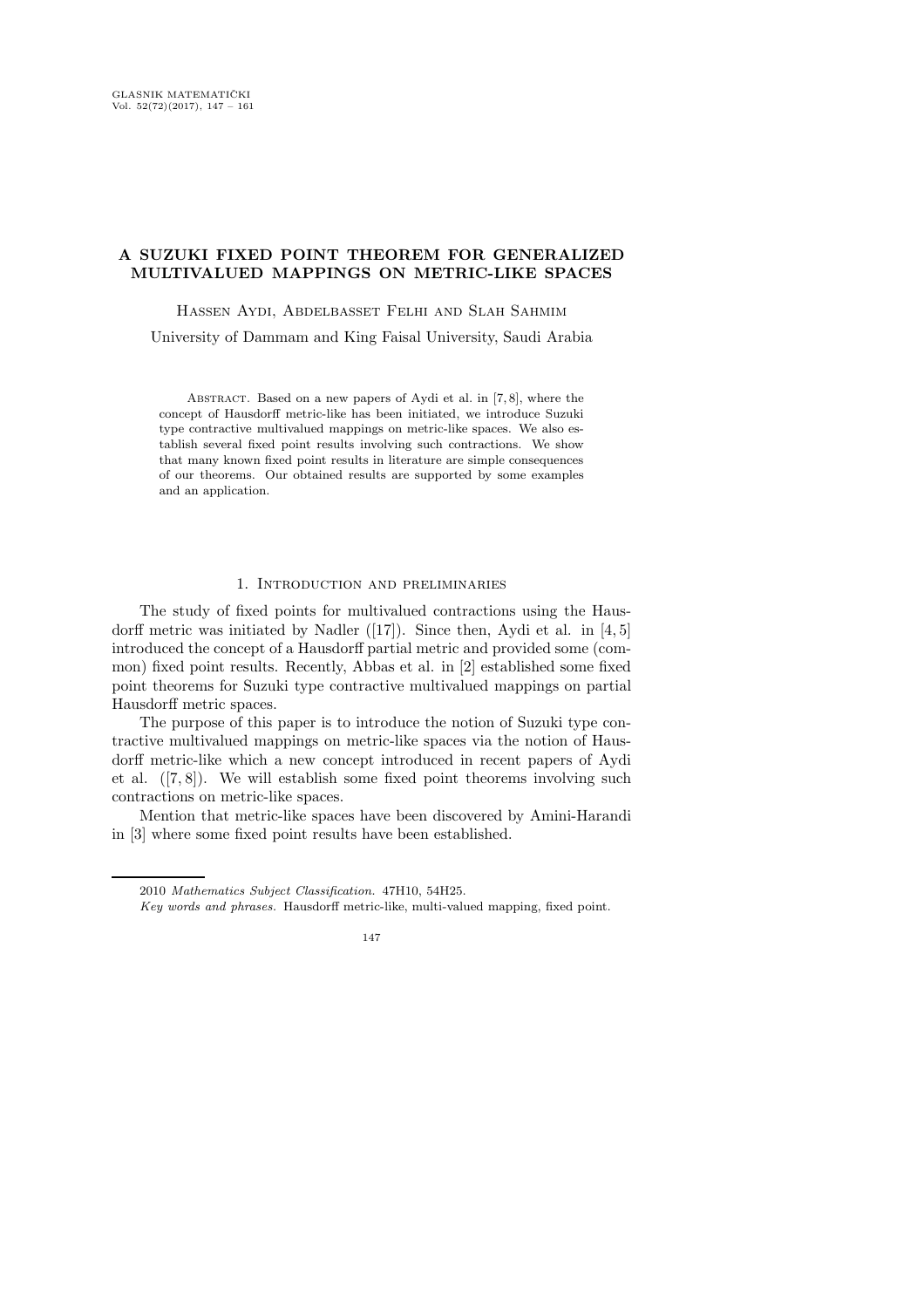# A SUZUKI FIXED POINT THEOREM FOR GENERALIZED MULTIVALUED MAPPINGS ON METRIC-LIKE SPACES

Hassen Aydi, Abdelbasset Felhi and Slah Sahmim

University of Dammam and King Faisal University, Saudi Arabia

Abstract. Based on a new papers of Aydi et al. in [7, 8], where the concept of Hausdorff metric-like has been initiated, we introduce Suzuki type contractive multivalued mappings on metric-like spaces. We also establish several fixed point results involving such contractions. We show that many known fixed point results in literature are simple consequences of our theorems. Our obtained results are supported by some examples and an application.

## 1. Introduction and preliminaries

The study of fixed points for multivalued contractions using the Hausdorff metric was initiated by Nadler ([17]). Since then, Aydi et al. in [4, 5] introduced the concept of a Hausdorff partial metric and provided some (common) fixed point results. Recently, Abbas et al. in [2] established some fixed point theorems for Suzuki type contractive multivalued mappings on partial Hausdorff metric spaces.

The purpose of this paper is to introduce the notion of Suzuki type contractive multivalued mappings on metric-like spaces via the notion of Hausdorff metric-like which a new concept introduced in recent papers of Aydi et al. ([7, 8]). We will establish some fixed point theorems involving such contractions on metric-like spaces.

Mention that metric-like spaces have been discovered by Amini-Harandi in [3] where some fixed point results have been established.

---

2010 *Mathematics Subject Classification.* 47H10, 54H25.

*Key words and phrases.* Hausdorff metric-like, multi-valued mapping, fixed point.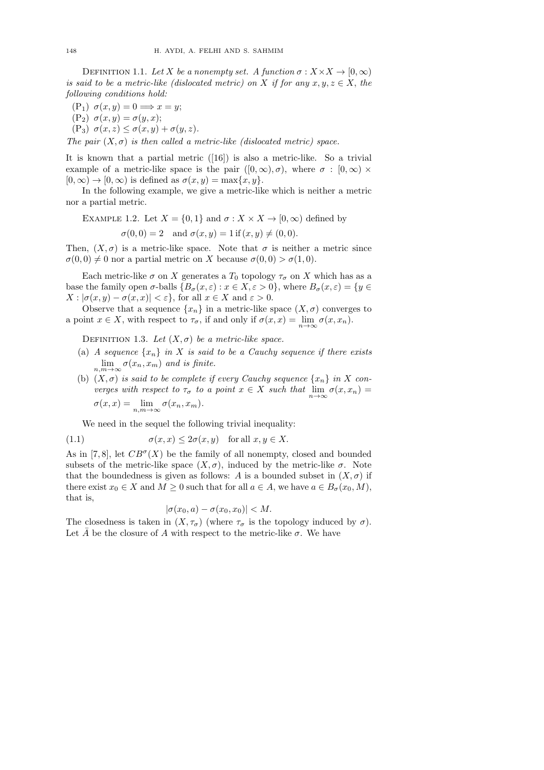**Definition 1.1.** *Let $X$ be a nonempty set. A function $\sigma : X \times X \to [0, \infty)$ is said to be a metric-like (dislocated metric) on $X$ if for any $x, y, z \in X$, the following conditions hold:*

- ($P_1$) $\sigma(x, y) = 0 \Longrightarrow x = y$;
- ($P_2$) $\sigma(x, y) = \sigma(y, x)$;
- ($P_3$) $\sigma(x, z) \leq \sigma(x, y) + \sigma(y, z)$.

*The pair $(X, \sigma)$ is then called a metric-like (dislocated metric) space.*

It is known that a partial metric ([16]) is also a metric-like. So a trivial example of a metric-like space is the pair $([0, \infty), \sigma)$, where $\sigma : [0, \infty) \times [0, \infty) \to [0, \infty)$ is defined as $\sigma(x, y) = \max\{x, y\}$.

In the following example, we give a metric-like which is neither a metric nor a partial metric.

**Example 1.2.** Let $X = \{0, 1\}$ and $\sigma : X \times X \to [0, \infty)$ defined by

$$\sigma(0, 0) = 2 \quad \text{and } \sigma(x, y) = 1 \text{ if } (x, y) \neq (0, 0).$$

Then, $(X, \sigma)$ is a metric-like space. Note that $\sigma$ is neither a metric since $\sigma(0, 0) \neq 0$ nor a partial metric on $X$ because $\sigma(0, 0) > \sigma(1, 0)$.

Each metric-like $\sigma$ on $X$ generates a $T_0$ topology $\tau_\sigma$ on $X$ which has as a base the family open $\sigma$-balls $\{B_\sigma(x, \varepsilon) : x \in X, \varepsilon > 0\}$, where $B_\sigma(x, \varepsilon) = \{y \in X : |\sigma(x, y) - \sigma(x, x)| < \varepsilon\}$, for all $x \in X$ and $\varepsilon > 0$.

Observe that a sequence $\{x_n\}$ in a metric-like space $(X, \sigma)$ converges to a point $x \in X$, with respect to $\tau_\sigma$, if and only if $\sigma(x, x) = \lim_{n\to\infty} \sigma(x, x_n)$.

**Definition 1.3.** *Let $(X, \sigma)$ be a metric-like space.*

- (a) *A sequence $\{x_n\}$ in $X$ is said to be a Cauchy sequence if there exists $\lim_{n,m\to\infty} \sigma(x_n, x_m)$ and is finite.*
- (b) *$(X, \sigma)$ is said to be complete if every Cauchy sequence $\{x_n\}$ in $X$ converges with respect to $\tau_\sigma$ to a point $x \in X$ such that $\lim_{n\to\infty} \sigma(x, x_n) = \sigma(x, x) = \lim_{n,m\to\infty} \sigma(x_n, x_m)$.*

We need in the sequel the following trivial inequality:

$$\sigma(x, x) \leq 2\sigma(x, y) \quad \text{for all } x, y \in X. \tag{1.1}$$

As in [7, 8], let $CB^\sigma(X)$ be the family of all nonempty, closed and bounded subsets of the metric-like space $(X, \sigma)$, induced by the metric-like $\sigma$. Note that the boundedness is given as follows: $A$ is a bounded subset in $(X, \sigma)$ if there exist $x_0 \in X$ and $M \geq 0$ such that for all $a \in A$, we have $a \in B_\sigma(x_0, M)$, that is,

$$|\sigma(x_0, a) - \sigma(x_0, x_0)| < M.$$

The closedness is taken in $(X, \tau_\sigma)$ (where $\tau_\sigma$ is the topology induced by $\sigma$). Let $\bar{A}$ be the closure of $A$ with respect to the metric-like $\sigma$. We have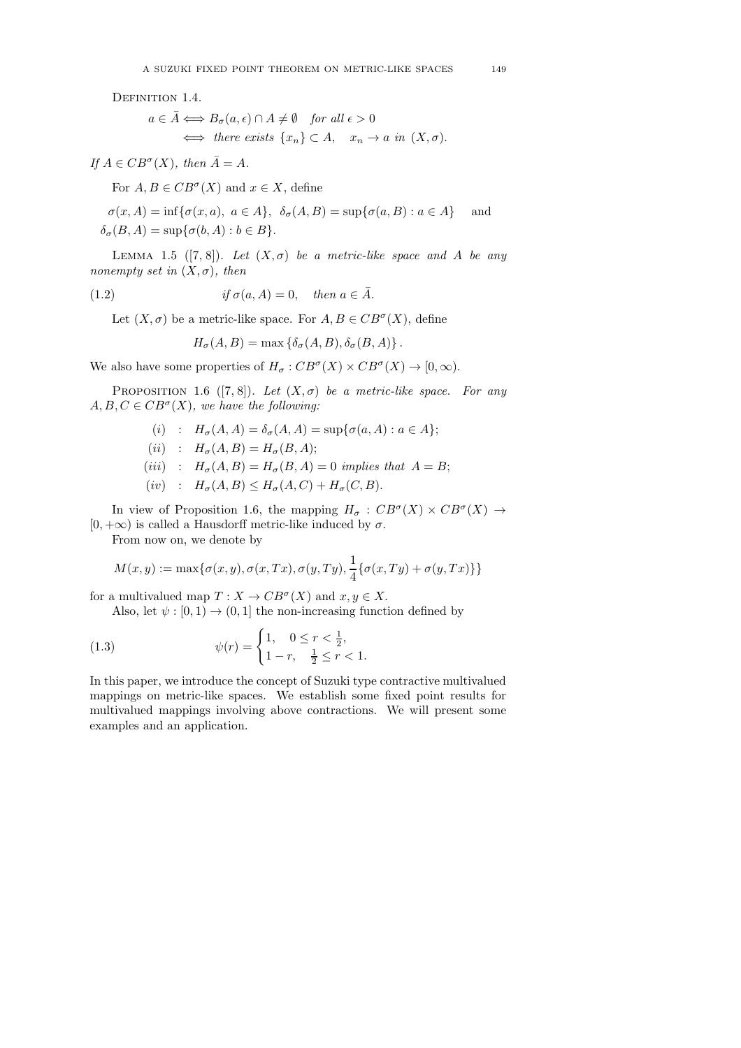Definition 1.4.

$$a \in \bar{A} \Longleftrightarrow B_\sigma(a, \epsilon) \cap A \neq \emptyset \quad \text{for all } \epsilon > 0$$
$$\Longleftrightarrow \text{ there exists } \{x_n\} \subset A, \quad x_n \to a \text{ in } (X, \sigma).$$

*If* $A \in CB^\sigma(X)$*, then* $\bar{A} = A$.

For $A, B \in CB^\sigma(X)$ and $x \in X$, define

$$\sigma(x, A) = \inf\{\sigma(x, a),\ a \in A\}, \quad \delta_\sigma(A, B) = \sup\{\sigma(a, B) : a \in A\} \quad \text{and}$$
$$\delta_\sigma(B, A) = \sup\{\sigma(b, A) : b \in B\}.$$

Lemma 1.5 ([7, 8]). *Let* $(X, \sigma)$ *be a metric-like space and* $A$ *be any nonempty set in* $(X, \sigma)$*, then*

$$\text{if } \sigma(a, A) = 0, \quad \text{then } a \in \bar{A}. \tag{1.2}$$

Let $(X, \sigma)$ be a metric-like space. For $A, B \in CB^\sigma(X)$, define

$$H_\sigma(A, B) = \max\{\delta_\sigma(A, B), \delta_\sigma(B, A)\}.$$

We also have some properties of $H_\sigma : CB^\sigma(X) \times CB^\sigma(X) \to [0, \infty)$.

Proposition 1.6 ([7, 8]). *Let* $(X, \sigma)$ *be a metric-like space. For any* $A, B, C \in CB^\sigma(X)$*, we have the following:*

$(i)$ : $H_\sigma(A, A) = \delta_\sigma(A, A) = \sup\{\sigma(a, A) : a \in A\}$;

$(ii)$ : $H_\sigma(A, B) = H_\sigma(B, A)$;

$(iii)$ : $H_\sigma(A, B) = H_\sigma(B, A) = 0$ *implies that* $A = B$;

$(iv)$ : $H_\sigma(A, B) \leq H_\sigma(A, C) + H_\sigma(C, B)$.

In view of Proposition 1.6, the mapping $H_\sigma : CB^\sigma(X) \times CB^\sigma(X) \to [0, +\infty)$ is called a Hausdorff metric-like induced by $\sigma$.

From now on, we denote by

$$M(x, y) := \max\{\sigma(x, y), \sigma(x, Tx), \sigma(y, Ty), \frac{1}{4}\{\sigma(x, Ty) + \sigma(y, Tx)\}\}$$

for a multivalued map $T : X \to CB^\sigma(X)$ and $x, y \in X$.

Also, let $\psi : [0, 1) \to (0, 1]$ the non-increasing function defined by

$$\psi(r) = \begin{cases} 1, & 0 \leq r < \frac{1}{2}, \\ 1 - r, & \frac{1}{2} \leq r < 1. \end{cases} \tag{1.3}$$

In this paper, we introduce the concept of Suzuki type contractive multivalued mappings on metric-like spaces. We establish some fixed point results for multivalued mappings involving above contractions. We will present some examples and an application.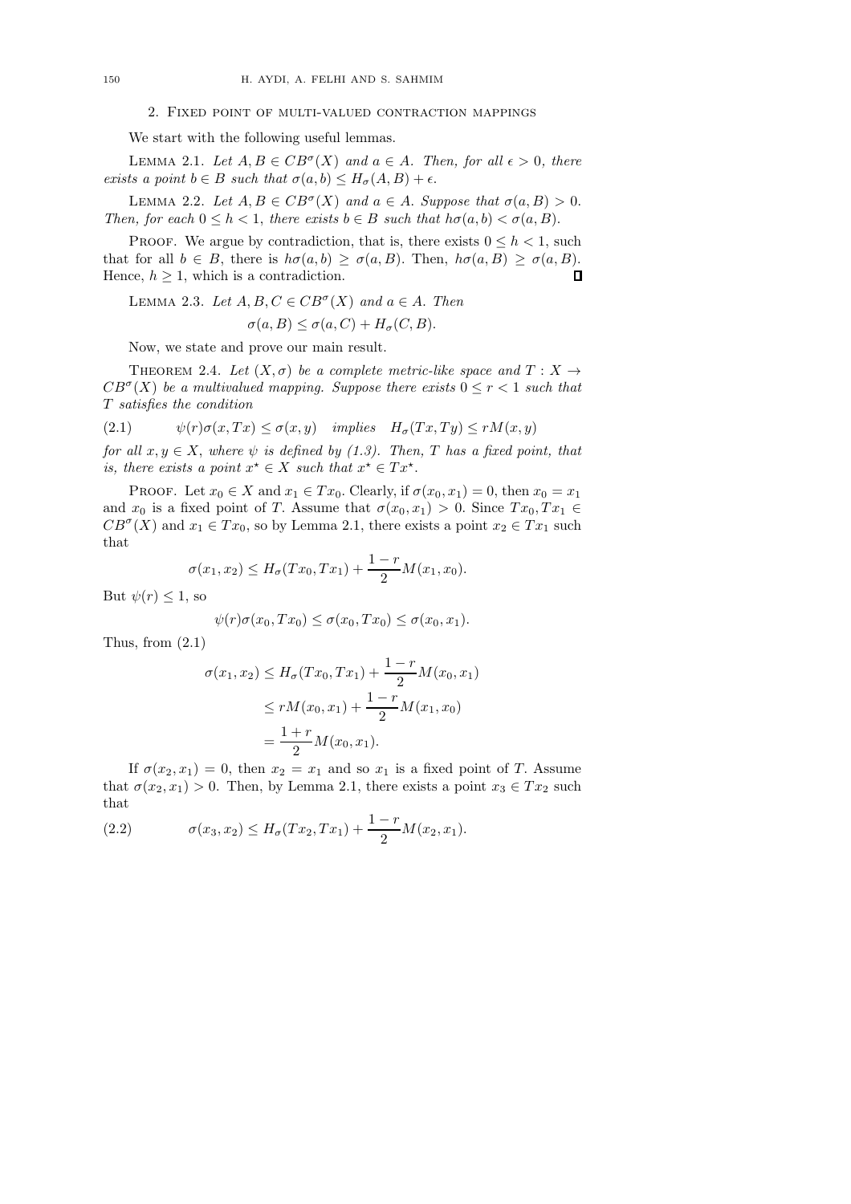## 2. Fixed point of multi-valued contraction mappings

We start with the following useful lemmas.

Lemma 2.1. *Let $A, B \in CB^\sigma(X)$ and $a \in A$. Then, for all $\epsilon > 0$, there exists a point $b \in B$ such that $\sigma(a,b) \leq H_\sigma(A,B) + \epsilon$.*

Lemma 2.2. *Let $A, B \in CB^\sigma(X)$ and $a \in A$. Suppose that $\sigma(a,B) > 0$. Then, for each $0 \leq h < 1$, there exists $b \in B$ such that $h\sigma(a,b) < \sigma(a,B)$.*

Proof. We argue by contradiction, that is, there exists $0 \leq h < 1$, such that for all $b \in B$, there is $h\sigma(a,b) \geq \sigma(a,B)$. Then, $h\sigma(a,B) \geq \sigma(a,B)$. Hence, $h \geq 1$, which is a contradiction. $\square$

Lemma 2.3. *Let $A, B, C \in CB^\sigma(X)$ and $a \in A$. Then*

$$\sigma(a,B) \leq \sigma(a,C) + H_\sigma(C,B).$$

Now, we state and prove our main result.

Theorem 2.4. *Let $(X,\sigma)$ be a complete metric-like space and $T : X \to CB^\sigma(X)$ be a multivalued mapping. Suppose there exists $0 \leq r < 1$ such that $T$ satisfies the condition*

$$\psi(r)\sigma(x,Tx) \leq \sigma(x,y) \quad \textit{implies} \quad H_\sigma(Tx,Ty) \leq rM(x,y) \tag{2.1}$$

*for all $x, y \in X$, where $\psi$ is defined by (1.3). Then, $T$ has a fixed point, that is, there exists a point $x^\star \in X$ such that $x^\star \in Tx^\star$.*

Proof. Let $x_0 \in X$ and $x_1 \in Tx_0$. Clearly, if $\sigma(x_0,x_1) = 0$, then $x_0 = x_1$ and $x_0$ is a fixed point of $T$. Assume that $\sigma(x_0,x_1) > 0$. Since $Tx_0, Tx_1 \in CB^\sigma(X)$ and $x_1 \in Tx_0$, so by Lemma 2.1, there exists a point $x_2 \in Tx_1$ such that

$$\sigma(x_1,x_2) \leq H_\sigma(Tx_0,Tx_1) + \frac{1-r}{2}M(x_1,x_0).$$

But $\psi(r) \leq 1$, so

$$\psi(r)\sigma(x_0,Tx_0) \leq \sigma(x_0,Tx_0) \leq \sigma(x_0,x_1).$$

Thus, from (2.1)

$$\begin{aligned}
\sigma(x_1,x_2) &\leq H_\sigma(Tx_0,Tx_1) + \frac{1-r}{2}M(x_0,x_1) \\
&\leq rM(x_0,x_1) + \frac{1-r}{2}M(x_1,x_0) \\
&= \frac{1+r}{2}M(x_0,x_1).
\end{aligned}$$

If $\sigma(x_2,x_1) = 0$, then $x_2 = x_1$ and so $x_1$ is a fixed point of $T$. Assume that $\sigma(x_2,x_1) > 0$. Then, by Lemma 2.1, there exists a point $x_3 \in Tx_2$ such that

$$\sigma(x_3,x_2) \leq H_\sigma(Tx_2,Tx_1) + \frac{1-r}{2}M(x_2,x_1). \tag{2.2}$$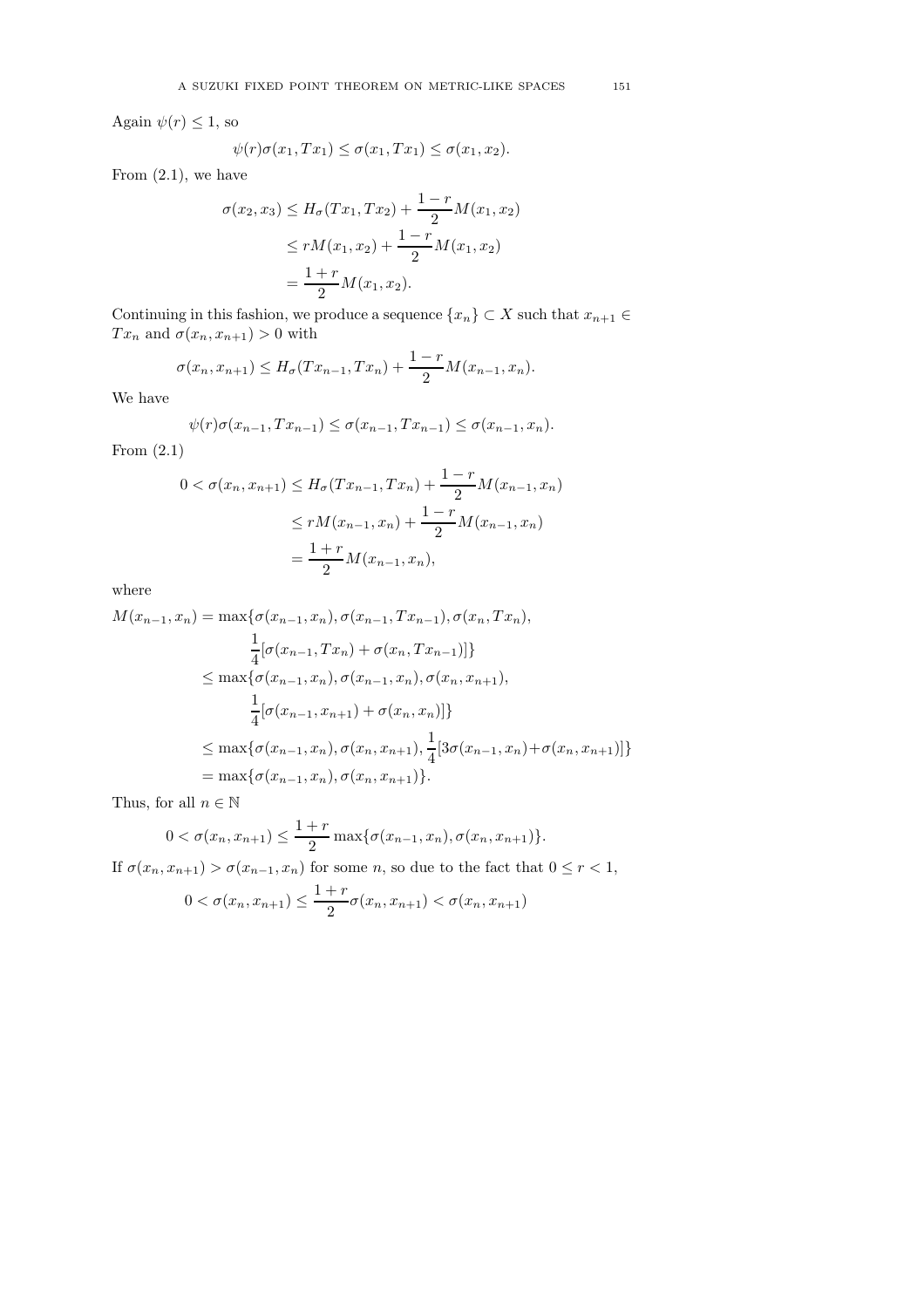Again $\psi(r) \leq 1$, so

$$\psi(r)\sigma(x_1, Tx_1) \leq \sigma(x_1, Tx_1) \leq \sigma(x_1, x_2).$$

From (2.1), we have

$$\begin{aligned}
\sigma(x_2, x_3) &\leq H_\sigma(Tx_1, Tx_2) + \frac{1-r}{2} M(x_1, x_2) \\
&\leq rM(x_1, x_2) + \frac{1-r}{2} M(x_1, x_2) \\
&= \frac{1+r}{2} M(x_1, x_2).
\end{aligned}$$

Continuing in this fashion, we produce a sequence $\{x_n\} \subset X$ such that $x_{n+1} \in Tx_n$ and $\sigma(x_n, x_{n+1}) > 0$ with

$$\sigma(x_n, x_{n+1}) \leq H_\sigma(Tx_{n-1}, Tx_n) + \frac{1-r}{2} M(x_{n-1}, x_n).$$

We have

$$\psi(r)\sigma(x_{n-1}, Tx_{n-1}) \leq \sigma(x_{n-1}, Tx_{n-1}) \leq \sigma(x_{n-1}, x_n).$$

From (2.1)

$$\begin{aligned}
0 < \sigma(x_n, x_{n+1}) &\leq H_\sigma(Tx_{n-1}, Tx_n) + \frac{1-r}{2} M(x_{n-1}, x_n) \\
&\leq rM(x_{n-1}, x_n) + \frac{1-r}{2} M(x_{n-1}, x_n) \\
&= \frac{1+r}{2} M(x_{n-1}, x_n),
\end{aligned}$$

where

$$\begin{aligned}
M(x_{n-1}, x_n) &= \max\{\sigma(x_{n-1}, x_n), \sigma(x_{n-1}, Tx_{n-1}), \sigma(x_n, Tx_n), \\
&\qquad \frac{1}{4}[\sigma(x_{n-1}, Tx_n) + \sigma(x_n, Tx_{n-1})]\} \\
&\leq \max\{\sigma(x_{n-1}, x_n), \sigma(x_{n-1}, x_n), \sigma(x_n, x_{n+1}), \\
&\qquad \frac{1}{4}[\sigma(x_{n-1}, x_{n+1}) + \sigma(x_n, x_n)]\} \\
&\leq \max\{\sigma(x_{n-1}, x_n), \sigma(x_n, x_{n+1}), \frac{1}{4}[3\sigma(x_{n-1}, x_n) + \sigma(x_n, x_{n+1})]\} \\
&= \max\{\sigma(x_{n-1}, x_n), \sigma(x_n, x_{n+1})\}.
\end{aligned}$$

Thus, for all $n \in \mathbb{N}$

$$0 < \sigma(x_n, x_{n+1}) \leq \frac{1+r}{2} \max\{\sigma(x_{n-1}, x_n), \sigma(x_n, x_{n+1})\}.$$

If $\sigma(x_n, x_{n+1}) > \sigma(x_{n-1}, x_n)$ for some $n$, so due to the fact that $0 \leq r < 1$,

$$0 < \sigma(x_n, x_{n+1}) \leq \frac{1+r}{2} \sigma(x_n, x_{n+1}) < \sigma(x_n, x_{n+1})$$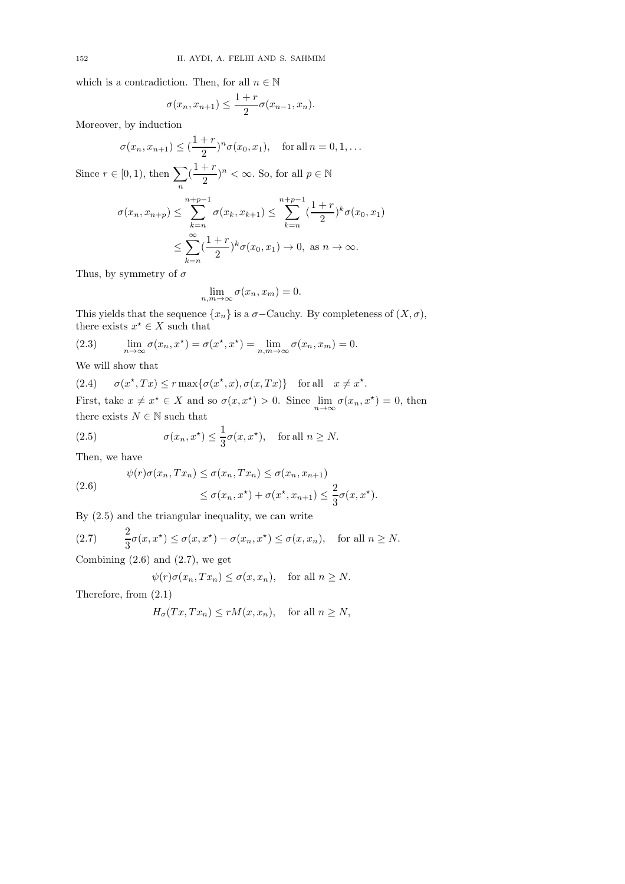which is a contradiction. Then, for all $n \in \mathbb{N}$

$$\sigma(x_n, x_{n+1}) \leq \frac{1+r}{2}\sigma(x_{n-1}, x_n).$$

Moreover, by induction

$$\sigma(x_n, x_{n+1}) \leq (\frac{1+r}{2})^n \sigma(x_0, x_1), \quad \text{for all } n = 0, 1, \ldots$$

Since $r \in [0,1)$, then $\sum_n (\frac{1+r}{2})^n < \infty$. So, for all $p \in \mathbb{N}$

$$\begin{aligned}
\sigma(x_n, x_{n+p}) &\leq \sum_{k=n}^{n+p-1} \sigma(x_k, x_{k+1}) \leq \sum_{k=n}^{n+p-1} (\frac{1+r}{2})^k \sigma(x_0, x_1) \\
&\leq \sum_{k=n}^{\infty} (\frac{1+r}{2})^k \sigma(x_0, x_1) \to 0, \text{ as } n \to \infty.
\end{aligned}$$

Thus, by symmetry of $\sigma$

$$\lim_{n,m \to \infty} \sigma(x_n, x_m) = 0.$$

This yields that the sequence $\{x_n\}$ is a $\sigma-$Cauchy. By completeness of $(X, \sigma)$, there exists $x^\star \in X$ such that

$$\lim_{n \to \infty} \sigma(x_n, x^\star) = \sigma(x^\star, x^\star) = \lim_{n,m \to \infty} \sigma(x_n, x_m) = 0. \tag{2.3}$$

We will show that

$$\sigma(x^\star, Tx) \leq r \max\{\sigma(x^\star, x), \sigma(x, Tx)\} \quad \text{for all} \quad x \neq x^\star. \tag{2.4}$$

First, take $x \neq x^\star \in X$ and so $\sigma(x, x^\star) > 0$. Since $\lim_{n \to \infty} \sigma(x_n, x^\star) = 0$, then there exists $N \in \mathbb{N}$ such that

$$\sigma(x_n, x^\star) \leq \frac{1}{3}\sigma(x, x^\star), \quad \text{for all } n \geq N. \tag{2.5}$$

Then, we have

$$\begin{aligned}
\psi(r)\sigma(x_n, Tx_n) &\leq \sigma(x_n, Tx_n) \leq \sigma(x_n, x_{n+1}) \\
&\leq \sigma(x_n, x^\star) + \sigma(x^\star, x_{n+1}) \leq \frac{2}{3}\sigma(x, x^\star).
\end{aligned} \tag{2.6}$$

By (2.5) and the triangular inequality, we can write

$$\frac{2}{3}\sigma(x, x^\star) \leq \sigma(x, x^\star) - \sigma(x_n, x^\star) \leq \sigma(x, x_n), \quad \text{for all } n \geq N. \tag{2.7}$$

Combining (2.6) and (2.7), we get

$$\psi(r)\sigma(x_n, Tx_n) \leq \sigma(x, x_n), \quad \text{for all } n \geq N.$$

Therefore, from (2.1)

$$H_\sigma(Tx, Tx_n) \leq rM(x, x_n), \quad \text{for all } n \geq N,$$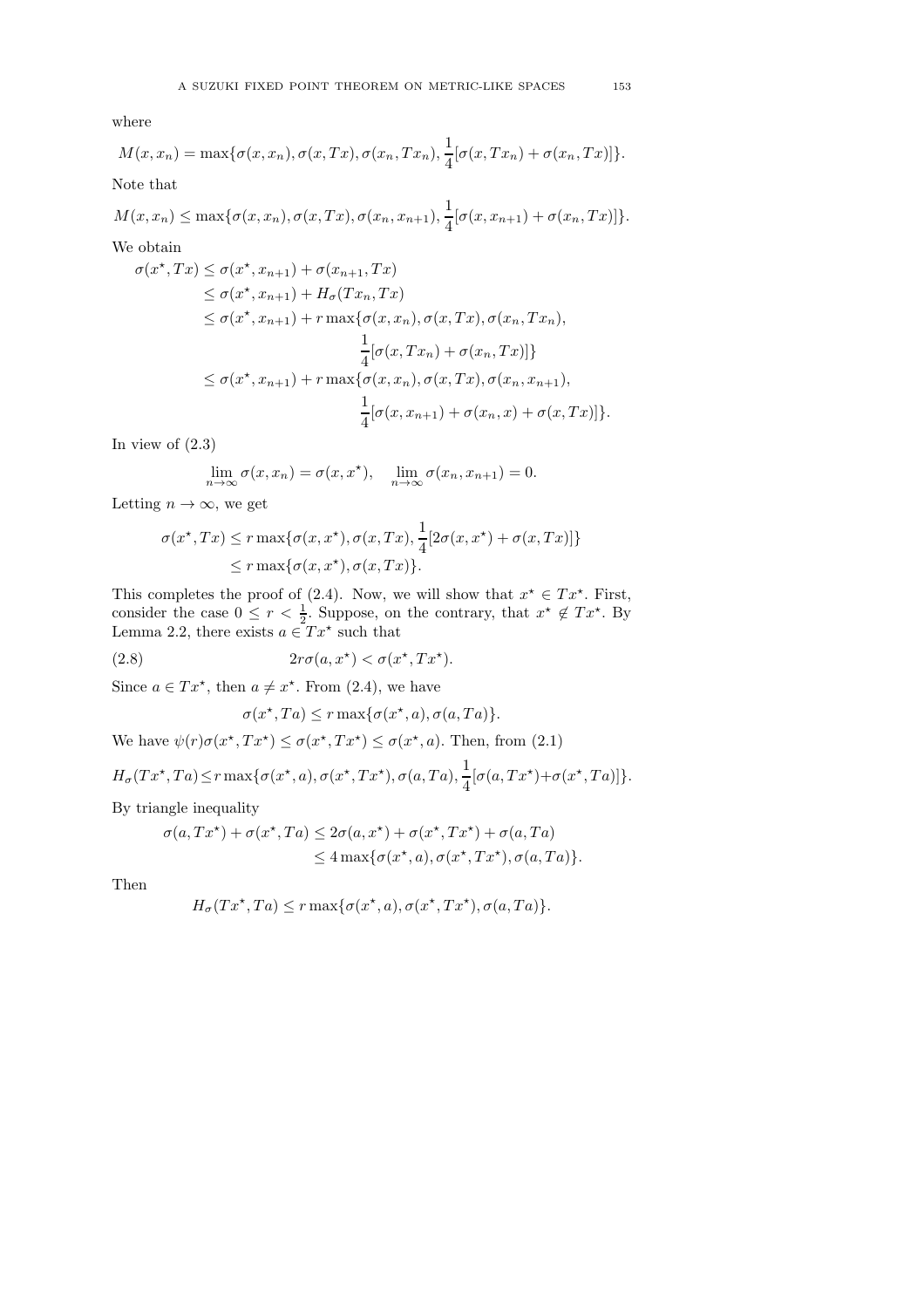where

$$M(x, x_n) = \max\{\sigma(x, x_n), \sigma(x, Tx), \sigma(x_n, Tx_n), \frac{1}{4}[\sigma(x, Tx_n) + \sigma(x_n, Tx)]\}.$$

Note that

$$M(x, x_n) \leq \max\{\sigma(x, x_n), \sigma(x, Tx), \sigma(x_n, x_{n+1}), \frac{1}{4}[\sigma(x, x_{n+1}) + \sigma(x_n, Tx)]\}.$$

We obtain

$$\begin{aligned}
\sigma(x^\star, Tx) &\leq \sigma(x^\star, x_{n+1}) + \sigma(x_{n+1}, Tx) \\
&\leq \sigma(x^\star, x_{n+1}) + H_\sigma(Tx_n, Tx) \\
&\leq \sigma(x^\star, x_{n+1}) + r \max\{\sigma(x, x_n), \sigma(x, Tx), \sigma(x_n, Tx_n), \\
&\qquad\qquad \frac{1}{4}[\sigma(x, Tx_n) + \sigma(x_n, Tx)]\} \\
&\leq \sigma(x^\star, x_{n+1}) + r \max\{\sigma(x, x_n), \sigma(x, Tx), \sigma(x_n, x_{n+1}), \\
&\qquad\qquad \frac{1}{4}[\sigma(x, x_{n+1}) + \sigma(x_n, x) + \sigma(x, Tx)]\}.
\end{aligned}$$

In view of (2.3)

$$\lim_{n\to\infty} \sigma(x, x_n) = \sigma(x, x^\star), \quad \lim_{n\to\infty} \sigma(x_n, x_{n+1}) = 0.$$

Letting $n \to \infty$, we get

$$\begin{aligned}
\sigma(x^\star, Tx) &\leq r \max\{\sigma(x, x^\star), \sigma(x, Tx), \frac{1}{4}[2\sigma(x, x^\star) + \sigma(x, Tx)]\} \\
&\leq r \max\{\sigma(x, x^\star), \sigma(x, Tx)\}.
\end{aligned}$$

This completes the proof of (2.4). Now, we will show that $x^\star \in Tx^\star$. First, consider the case $0 \leq r < \frac{1}{2}$. Suppose, on the contrary, that $x^\star \notin Tx^\star$. By Lemma 2.2, there exists $a \in Tx^\star$ such that

$$2r\sigma(a, x^\star) < \sigma(x^\star, Tx^\star). \tag{2.8}$$

Since $a \in Tx^\star$, then $a \neq x^\star$. From (2.4), we have

$$\sigma(x^\star, Ta) \leq r \max\{\sigma(x^\star, a), \sigma(a, Ta)\}.$$

We have $\psi(r)\sigma(x^\star, Tx^\star) \leq \sigma(x^\star, Tx^\star) \leq \sigma(x^\star, a)$. Then, from (2.1)

$$H_\sigma(Tx^\star, Ta) \leq r \max\{\sigma(x^\star, a), \sigma(x^\star, Tx^\star), \sigma(a, Ta), \frac{1}{4}[\sigma(a, Tx^\star) + \sigma(x^\star, Ta)]\}.$$

By triangle inequality

$$\begin{aligned}
\sigma(a, Tx^\star) + \sigma(x^\star, Ta) &\leq 2\sigma(a, x^\star) + \sigma(x^\star, Tx^\star) + \sigma(a, Ta) \\
&\leq 4 \max\{\sigma(x^\star, a), \sigma(x^\star, Tx^\star), \sigma(a, Ta)\}.
\end{aligned}$$

Then

$$H_\sigma(Tx^\star, Ta) \leq r \max\{\sigma(x^\star, a), \sigma(x^\star, Tx^\star), \sigma(a, Ta)\}.$$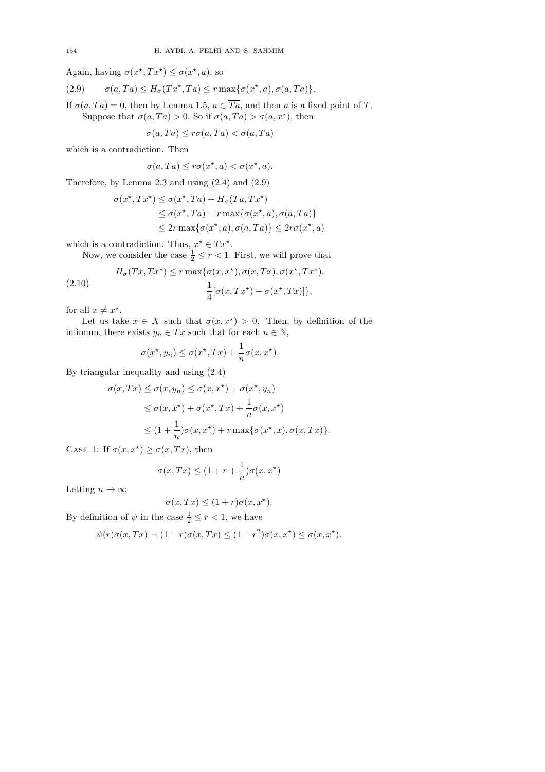Again, having $\sigma(x^\star, Tx^\star) \leq \sigma(x^\star, a)$, so

$$\sigma(a, Ta) \leq H_\sigma(Tx^\star, Ta) \leq r \max\{\sigma(x^\star, a), \sigma(a, Ta)\}. \tag{2.9}$$

If $\sigma(a, Ta) = 0$, then by Lemma 1.5, $a \in \overline{Ta}$, and then $a$ is a fixed point of $T$.

Suppose that $\sigma(a, Ta) > 0$. So if $\sigma(a, Ta) > \sigma(a, x^\star)$, then

$$\sigma(a, Ta) \leq r\sigma(a, Ta) < \sigma(a, Ta)$$

which is a contradiction. Then

$$\sigma(a, Ta) \leq r\sigma(x^\star, a) < \sigma(x^\star, a).$$

Therefore, by Lemma 2.3 and using (2.4) and (2.9)

$$\begin{aligned}
\sigma(x^\star, Tx^\star) &\leq \sigma(x^\star, Ta) + H_\sigma(Ta, Tx^\star) \\
&\leq \sigma(x^\star, Ta) + r \max\{\sigma(x^\star, a), \sigma(a, Ta)\} \\
&\leq 2r \max\{\sigma(x^\star, a), \sigma(a, Ta)\} \leq 2r\sigma(x^\star, a)
\end{aligned}$$

which is a contradiction. Thus, $x^\star \in Tx^\star$.

Now, we consider the case $\frac{1}{2} \leq r < 1$. First, we will prove that

$$\begin{aligned}
H_\sigma(Tx, Tx^\star) \leq r \max\{&\sigma(x, x^\star), \sigma(x, Tx), \sigma(x^\star, Tx^\star), \\
&\frac{1}{4}[\sigma(x, Tx^\star) + \sigma(x^\star, Tx)]\},
\end{aligned} \tag{2.10}$$

for all $x \neq x^\star$.

Let us take $x \in X$ such that $\sigma(x, x^\star) > 0$. Then, by definition of the infimum, there exists $y_n \in Tx$ such that for each $n \in \mathbb{N}$,

$$\sigma(x^\star, y_n) \leq \sigma(x^\star, Tx) + \frac{1}{n}\sigma(x, x^\star).$$

By triangular inequality and using (2.4)

$$\begin{aligned}
\sigma(x, Tx) \leq \sigma(x, y_n) &\leq \sigma(x, x^\star) + \sigma(x^\star, y_n) \\
&\leq \sigma(x, x^\star) + \sigma(x^\star, Tx) + \frac{1}{n}\sigma(x, x^\star) \\
&\leq (1 + \frac{1}{n})\sigma(x, x^\star) + r \max\{\sigma(x^\star, x), \sigma(x, Tx)\}.
\end{aligned}$$

Case 1: If $\sigma(x, x^\star) \geq \sigma(x, Tx)$, then

$$\sigma(x, Tx) \leq (1 + r + \frac{1}{n})\sigma(x, x^\star)$$

Letting $n \to \infty$

$$\sigma(x, Tx) \leq (1 + r)\sigma(x, x^\star).$$

By definition of $\psi$ in the case $\frac{1}{2} \leq r < 1$, we have

$$\psi(r)\sigma(x, Tx) = (1 - r)\sigma(x, Tx) \leq (1 - r^2)\sigma(x, x^\star) \leq \sigma(x, x^\star).$$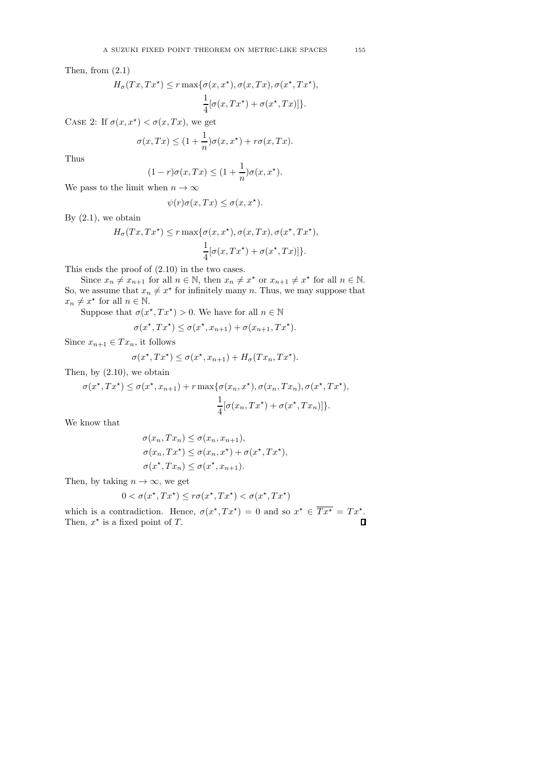Then, from (2.1)

$$
\begin{aligned}
H_\sigma(Tx, Tx^\star) \leq r \max\{&\sigma(x, x^\star), \sigma(x, Tx), \sigma(x^\star, Tx^\star), \\
&\frac{1}{4}[\sigma(x, Tx^\star) + \sigma(x^\star, Tx)]\}.
\end{aligned}
$$

CASE 2: If $\sigma(x, x^\star) < \sigma(x, Tx)$, we get

$$
\sigma(x, Tx) \leq (1 + \frac{1}{n})\sigma(x, x^\star) + r\sigma(x, Tx).
$$

Thus

$$
(1 - r)\sigma(x, Tx) \leq (1 + \frac{1}{n})\sigma(x, x^\star).
$$

We pass to the limit when $n \to \infty$

$$
\psi(r)\sigma(x, Tx) \leq \sigma(x, x^\star).
$$

By (2.1), we obtain

$$
\begin{aligned}
H_\sigma(Tx, Tx^\star) \leq r \max\{&\sigma(x, x^\star), \sigma(x, Tx), \sigma(x^\star, Tx^\star), \\
&\frac{1}{4}[\sigma(x, Tx^\star) + \sigma(x^\star, Tx)]\}.
\end{aligned}
$$

This ends the proof of (2.10) in the two cases.

Since $x_n \neq x_{n+1}$ for all $n \in \mathbb{N}$, then $x_n \neq x^\star$ or $x_{n+1} \neq x^\star$ for all $n \in \mathbb{N}$. So, we assume that $x_n \neq x^\star$ for infinitely many $n$. Thus, we may suppose that $x_n \neq x^\star$ for all $n \in \mathbb{N}$.

Suppose that $\sigma(x^\star, Tx^\star) > 0$. We have for all $n \in \mathbb{N}$

$$
\sigma(x^\star, Tx^\star) \leq \sigma(x^\star, x_{n+1}) + \sigma(x_{n+1}, Tx^\star).
$$

Since $x_{n+1} \in Tx_n$, it follows

$$
\sigma(x^\star, Tx^\star) \leq \sigma(x^\star, x_{n+1}) + H_\sigma(Tx_n, Tx^\star).
$$

Then, by (2.10), we obtain

$$
\begin{aligned}
\sigma(x^\star, Tx^\star) \leq \sigma(x^\star, x_{n+1}) + r \max\{&\sigma(x_n, x^\star), \sigma(x_n, Tx_n), \sigma(x^\star, Tx^\star), \\
&\frac{1}{4}[\sigma(x_n, Tx^\star) + \sigma(x^\star, Tx_n)]\}.
\end{aligned}
$$

We know that

$$
\begin{aligned}
&\sigma(x_n, Tx_n) \leq \sigma(x_n, x_{n+1}), \\
&\sigma(x_n, Tx^\star) \leq \sigma(x_n, x^\star) + \sigma(x^\star, Tx^\star), \\
&\sigma(x^\star, Tx_n) \leq \sigma(x^\star, x_{n+1}).
\end{aligned}
$$

Then, by taking $n \to \infty$, we get

$$
0 < \sigma(x^\star, Tx^\star) \leq r\sigma(x^\star, Tx^\star) < \sigma(x^\star, Tx^\star)
$$

which is a contradiction. Hence, $\sigma(x^\star, Tx^\star) = 0$ and so $x^\star \in \overline{Tx^\star} = Tx^\star$. Then, $x^\star$ is a fixed point of $T$. ∎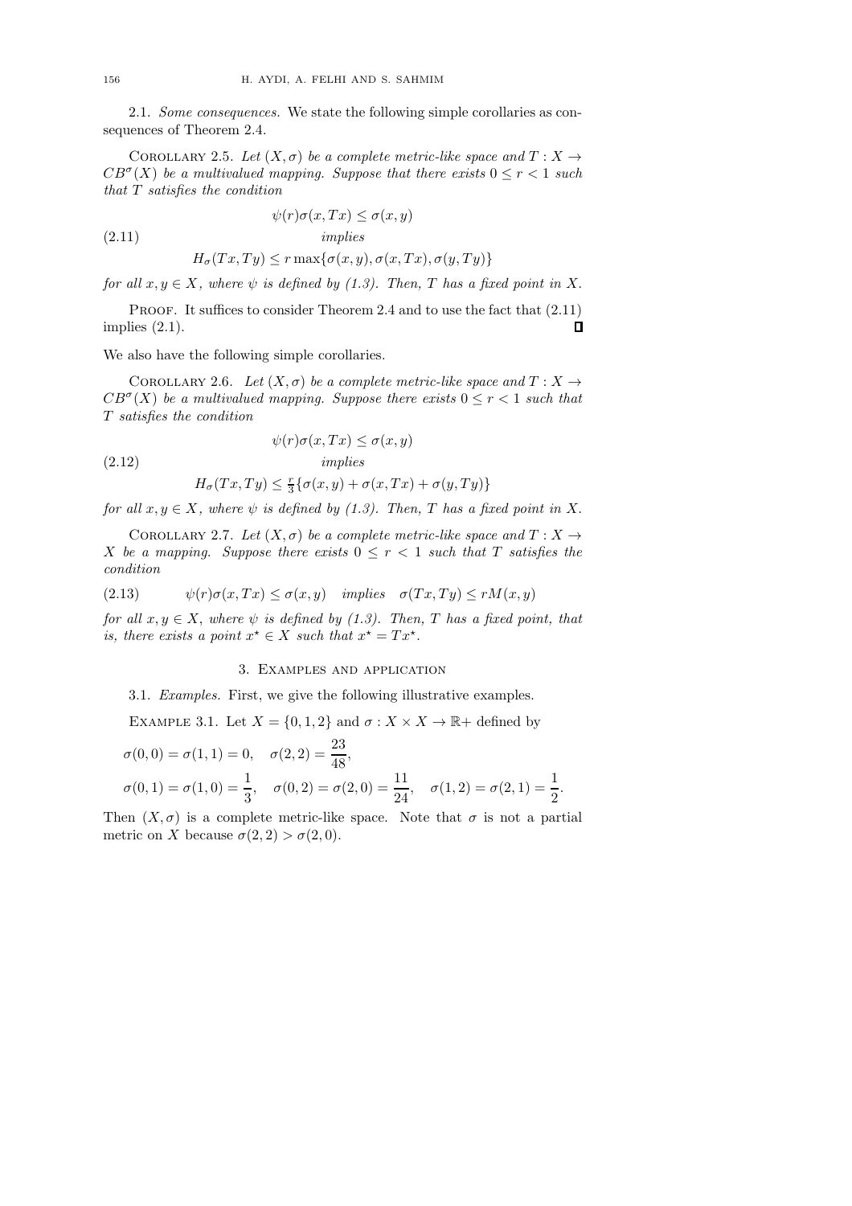2.1. *Some consequences.* We state the following simple corollaries as consequences of Theorem 2.4.

COROLLARY 2.5. *Let $(X, \sigma)$ be a complete metric-like space and $T : X \to CB^{\sigma}(X)$ be a multivalued mapping. Suppose that there exists $0 \leq r < 1$ such that $T$ satisfies the condition*

$$\psi(r)\sigma(x, Tx) \leq \sigma(x, y) \quad \text{implies} \quad H_{\sigma}(Tx, Ty) \leq r \max\{\sigma(x, y), \sigma(x, Tx), \sigma(y, Ty)\} \tag{2.11}$$

*for all $x, y \in X$, where $\psi$ is defined by (1.3). Then, $T$ has a fixed point in $X$.*

PROOF. It suffices to consider Theorem 2.4 and to use the fact that (2.11) implies (2.1). ∎

We also have the following simple corollaries.

COROLLARY 2.6. *Let $(X, \sigma)$ be a complete metric-like space and $T : X \to CB^{\sigma}(X)$ be a multivalued mapping. Suppose there exists $0 \leq r < 1$ such that $T$ satisfies the condition*

$$\psi(r)\sigma(x, Tx) \leq \sigma(x, y) \quad \text{implies} \quad H_{\sigma}(Tx, Ty) \leq \tfrac{r}{3}\{\sigma(x, y) + \sigma(x, Tx) + \sigma(y, Ty)\} \tag{2.12}$$

*for all $x, y \in X$, where $\psi$ is defined by (1.3). Then, $T$ has a fixed point in $X$.*

COROLLARY 2.7. *Let $(X, \sigma)$ be a complete metric-like space and $T : X \to X$ be a mapping. Suppose there exists $0 \leq r < 1$ such that $T$ satisfies the condition*

$$\psi(r)\sigma(x, Tx) \leq \sigma(x, y) \quad \text{implies} \quad \sigma(Tx, Ty) \leq rM(x, y) \tag{2.13}$$

*for all $x, y \in X$, where $\psi$ is defined by (1.3). Then, $T$ has a fixed point, that is, there exists a point $x^{\star} \in X$ such that $x^{\star} = Tx^{\star}$.*

## 3. Examples and application

3.1. *Examples.* First, we give the following illustrative examples.

EXAMPLE 3.1. Let $X = \{0, 1, 2\}$ and $\sigma : X \times X \to \mathbb{R}+$ defined by

$$\sigma(0, 0) = \sigma(1, 1) = 0, \quad \sigma(2, 2) = \frac{23}{48},$$

$$\sigma(0, 1) = \sigma(1, 0) = \frac{1}{3}, \quad \sigma(0, 2) = \sigma(2, 0) = \frac{11}{24}, \quad \sigma(1, 2) = \sigma(2, 1) = \frac{1}{2}.$$

Then $(X, \sigma)$ is a complete metric-like space. Note that $\sigma$ is not a partial metric on $X$ because $\sigma(2, 2) > \sigma(2, 0)$.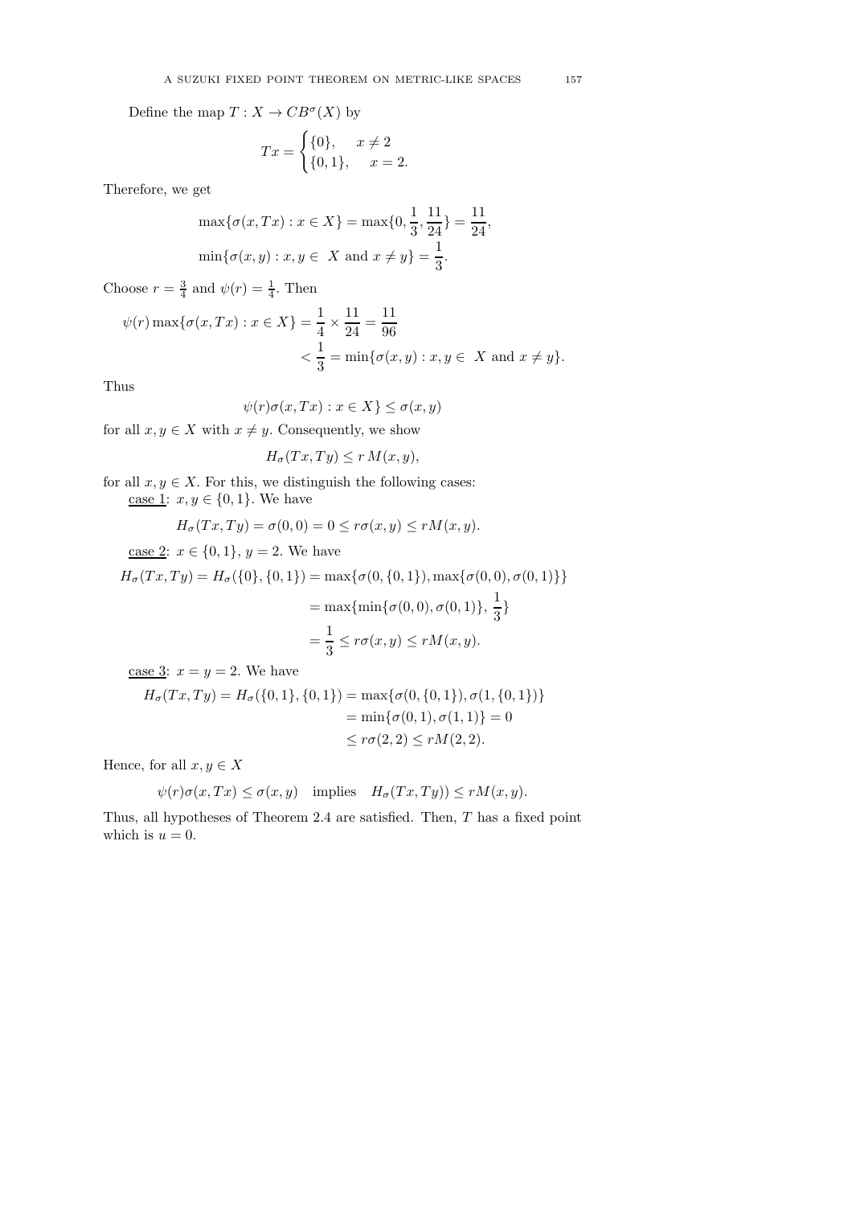Define the map $T : X \to CB^{\sigma}(X)$ by

$$Tx = \begin{cases} \{0\}, & x \neq 2 \\ \{0,1\}, & x = 2. \end{cases}$$

Therefore, we get

$$\max\{\sigma(x,Tx) : x \in X\} = \max\{0, \frac{1}{3}, \frac{11}{24}\} = \frac{11}{24},$$
$$\min\{\sigma(x,y) : x, y \in \ X \text{ and } x \neq y\} = \frac{1}{3}.$$

Choose $r = \frac{3}{4}$ and $\psi(r) = \frac{1}{4}$. Then

$$\psi(r)\max\{\sigma(x,Tx) : x \in X\} = \frac{1}{4} \times \frac{11}{24} = \frac{11}{96}$$
$$< \frac{1}{3} = \min\{\sigma(x,y) : x, y \in \ X \text{ and } x \neq y\}.$$

Thus

$$\psi(r)\sigma(x,Tx) : x \in X\} \leq \sigma(x,y)$$

for all $x, y \in X$ with $x \neq y$. Consequently, we show

$$H_{\sigma}(Tx,Ty) \leq r\,M(x,y),$$

for all $x, y \in X$. For this, we distinguish the following cases:

case 1: $x, y \in \{0,1\}$. We have

$$H_{\sigma}(Tx,Ty) = \sigma(0,0) = 0 \leq r\sigma(x,y) \leq rM(x,y).$$

case 2: $x \in \{0,1\}$, $y = 2$. We have

$$H_{\sigma}(Tx,Ty) = H_{\sigma}(\{0\},\{0,1\}) = \max\{\sigma(0,\{0,1\}), \max\{\sigma(0,0),\sigma(0,1)\}\}$$
$$= \max\{\min\{\sigma(0,0),\sigma(0,1)\},\, \frac{1}{3}\}$$
$$= \frac{1}{3} \leq r\sigma(x,y) \leq rM(x,y).$$

case 3: $x = y = 2$. We have

$$H_{\sigma}(Tx,Ty) = H_{\sigma}(\{0,1\},\{0,1\}) = \max\{\sigma(0,\{0,1\}),\sigma(1,\{0,1\})\}$$
$$= \min\{\sigma(0,1),\sigma(1,1)\} = 0$$
$$\leq r\sigma(2,2) \leq rM(2,2).$$

Hence, for all $x, y \in X$

$$\psi(r)\sigma(x,Tx) \leq \sigma(x,y) \quad \text{implies} \quad H_{\sigma}(Tx,Ty)) \leq rM(x,y).$$

Thus, all hypotheses of Theorem 2.4 are satisfied. Then, $T$ has a fixed point which is $u = 0$.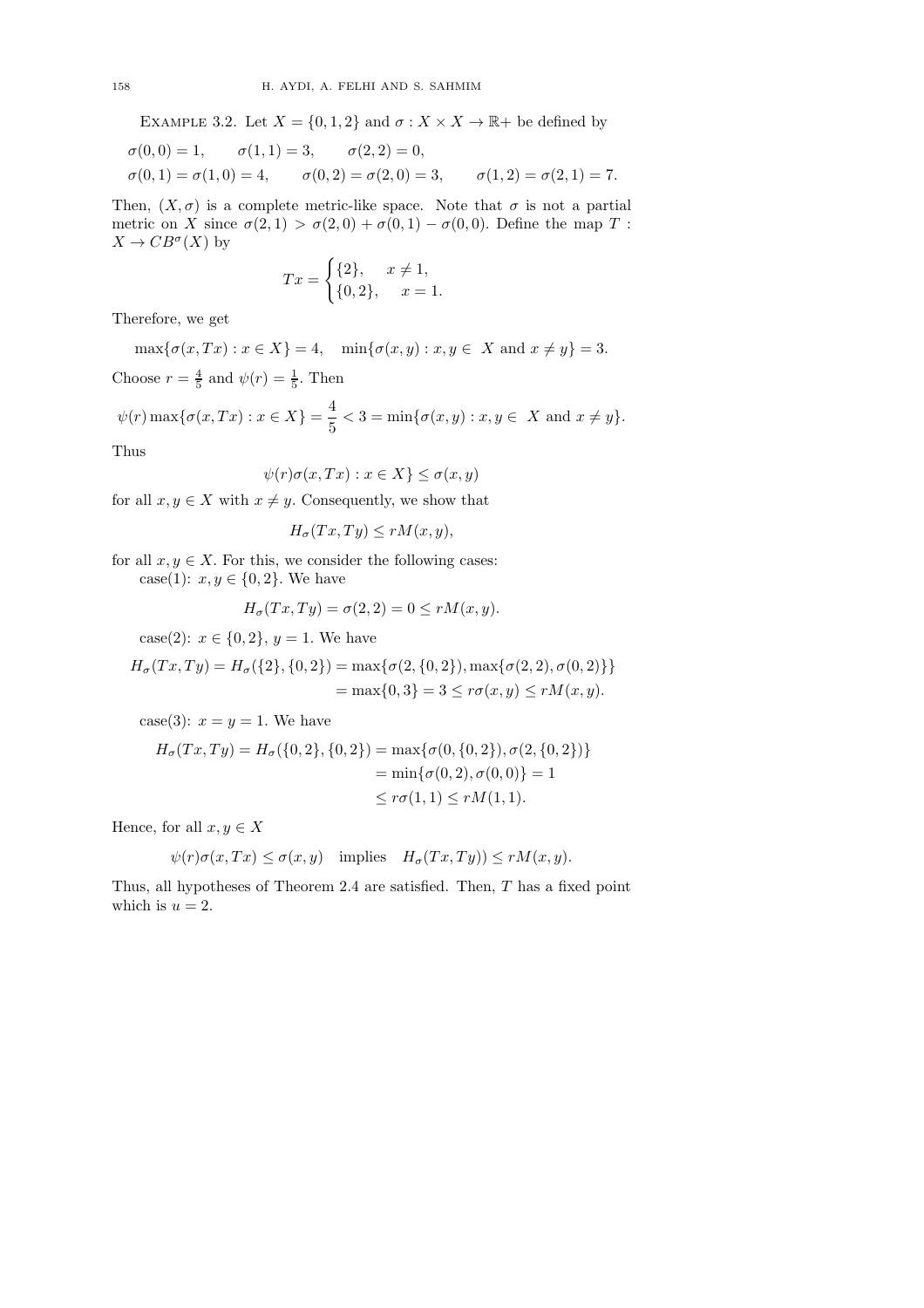Example 3.2. Let $X = \{0, 1, 2\}$ and $\sigma : X \times X \to \mathbb{R}+$ be defined by

$$\sigma(0,0) = 1, \qquad \sigma(1,1) = 3, \qquad \sigma(2,2) = 0,$$

$$\sigma(0,1) = \sigma(1,0) = 4, \qquad \sigma(0,2) = \sigma(2,0) = 3, \qquad \sigma(1,2) = \sigma(2,1) = 7.$$

Then, $(X, \sigma)$ is a complete metric-like space. Note that $\sigma$ is not a partial metric on $X$ since $\sigma(2,1) > \sigma(2,0) + \sigma(0,1) - \sigma(0,0)$. Define the map $T : X \to CB^{\sigma}(X)$ by

$$Tx = \begin{cases} \{2\}, & x \neq 1, \\ \{0,2\}, & x = 1. \end{cases}$$

Therefore, we get

$$\max\{\sigma(x,Tx) : x \in X\} = 4, \quad \min\{\sigma(x,y) : x, y \in X \text{ and } x \neq y\} = 3.$$

Choose $r = \frac{4}{5}$ and $\psi(r) = \frac{1}{5}$. Then

$$\psi(r) \max\{\sigma(x,Tx) : x \in X\} = \frac{4}{5} < 3 = \min\{\sigma(x,y) : x, y \in X \text{ and } x \neq y\}.$$

Thus

$$\psi(r)\sigma(x,Tx) : x \in X\} \leq \sigma(x,y)$$

for all $x, y \in X$ with $x \neq y$. Consequently, we show that

$$H_{\sigma}(Tx,Ty) \leq rM(x,y),$$

for all $x, y \in X$. For this, we consider the following cases:

case(1): $x, y \in \{0, 2\}$. We have

$$H_{\sigma}(Tx,Ty) = \sigma(2,2) = 0 \leq rM(x,y).$$

case(2): $x \in \{0, 2\}$, $y = 1$. We have

$$\begin{aligned} H_{\sigma}(Tx,Ty) = H_{\sigma}(\{2\},\{0,2\}) &= \max\{\sigma(2,\{0,2\}), \max\{\sigma(2,2),\sigma(0,2)\}\} \\ &= \max\{0,3\} = 3 \leq r\sigma(x,y) \leq rM(x,y). \end{aligned}$$

case(3): $x = y = 1$. We have

$$\begin{aligned} H_{\sigma}(Tx,Ty) = H_{\sigma}(\{0,2\},\{0,2\}) &= \max\{\sigma(0,\{0,2\}), \sigma(2,\{0,2\})\} \\ &= \min\{\sigma(0,2), \sigma(0,0)\} = 1 \\ &\leq r\sigma(1,1) \leq rM(1,1). \end{aligned}$$

Hence, for all $x, y \in X$

$$\psi(r)\sigma(x,Tx) \leq \sigma(x,y) \quad \text{implies} \quad H_{\sigma}(Tx,Ty)) \leq rM(x,y).$$

Thus, all hypotheses of Theorem 2.4 are satisfied. Then, $T$ has a fixed point which is $u = 2$.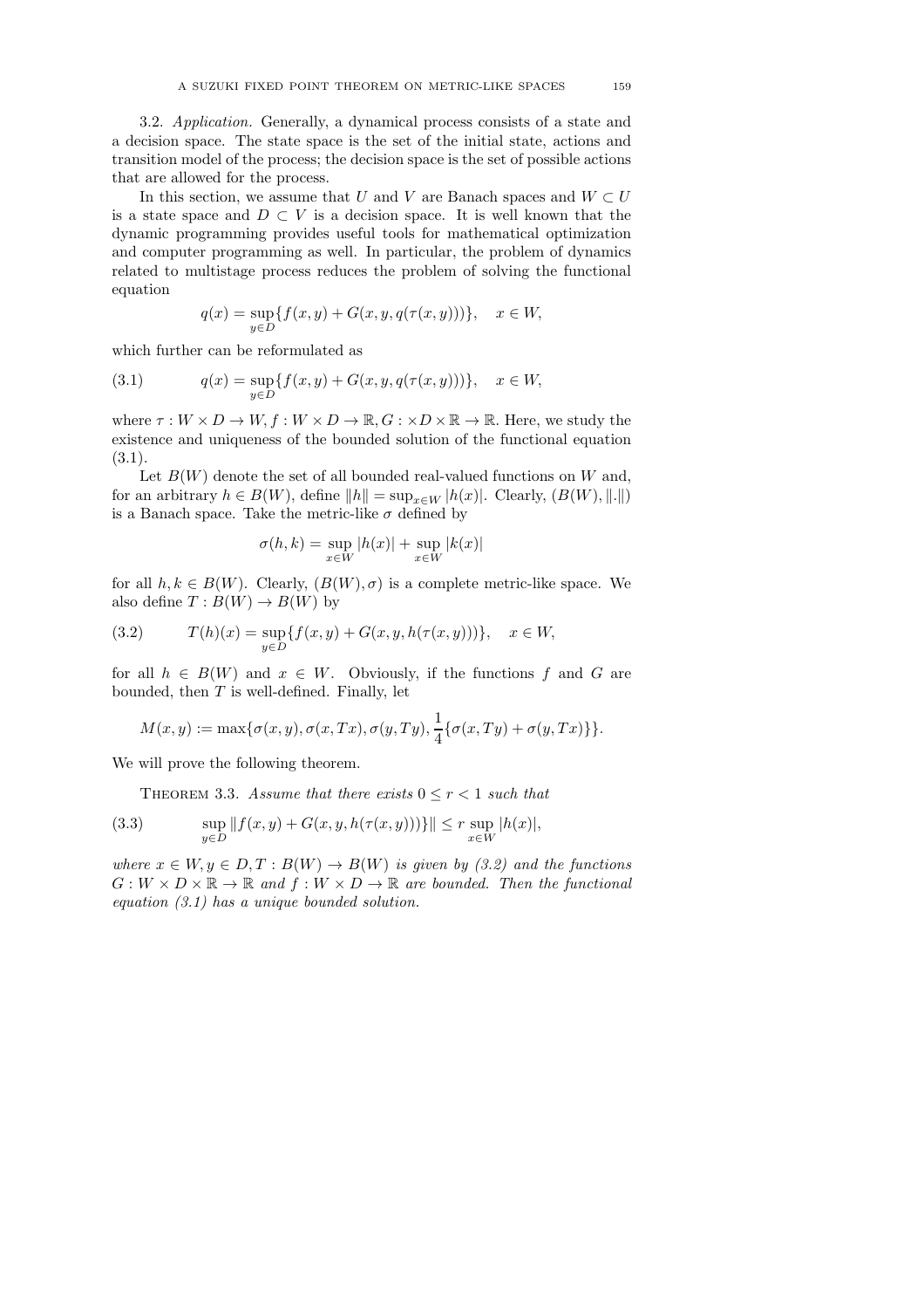3.2. *Application.* Generally, a dynamical process consists of a state and a decision space. The state space is the set of the initial state, actions and transition model of the process; the decision space is the set of possible actions that are allowed for the process.

In this section, we assume that $U$ and $V$ are Banach spaces and $W \subset U$ is a state space and $D \subset V$ is a decision space. It is well known that the dynamic programming provides useful tools for mathematical optimization and computer programming as well. In particular, the problem of dynamics related to multistage process reduces the problem of solving the functional equation

$$q(x) = \sup_{y \in D}\{f(x,y) + G(x,y,q(\tau(x,y)))\}, \quad x \in W,$$

which further can be reformulated as

$$q(x) = \sup_{y \in D}\{f(x,y) + G(x,y,q(\tau(x,y)))\}, \quad x \in W, \tag{3.1}$$

where $\tau : W \times D \to W, f : W \times D \to \mathbb{R}, G : \times D \times \mathbb{R} \to \mathbb{R}$. Here, we study the existence and uniqueness of the bounded solution of the functional equation (3.1).

Let $B(W)$ denote the set of all bounded real-valued functions on $W$ and, for an arbitrary $h \in B(W)$, define $\|h\| = \sup_{x \in W} |h(x)|$. Clearly, $(B(W), \|.\|)$ is a Banach space. Take the metric-like $\sigma$ defined by

$$\sigma(h,k) = \sup_{x \in W} |h(x)| + \sup_{x \in W} |k(x)|$$

for all $h, k \in B(W)$. Clearly, $(B(W), \sigma)$ is a complete metric-like space. We also define $T : B(W) \to B(W)$ by

$$T(h)(x) = \sup_{y \in D}\{f(x,y) + G(x,y,h(\tau(x,y)))\}, \quad x \in W, \tag{3.2}$$

for all $h \in B(W)$ and $x \in W$. Obviously, if the functions $f$ and $G$ are bounded, then $T$ is well-defined. Finally, let

$$M(x,y) := \max\{\sigma(x,y), \sigma(x,Tx), \sigma(y,Ty), \frac{1}{4}\{\sigma(x,Ty) + \sigma(y,Tx)\}\}.$$

We will prove the following theorem.

Theorem 3.3. *Assume that there exists $0 \leq r < 1$ such that*

$$\sup_{y \in D} \|f(x,y) + G(x,y,h(\tau(x,y)))\}\| \leq r \sup_{x \in W} |h(x)|, \tag{3.3}$$

*where $x \in W, y \in D, T : B(W) \to B(W)$ is given by (3.2) and the functions $G : W \times D \times \mathbb{R} \to \mathbb{R}$ and $f : W \times D \to \mathbb{R}$ are bounded. Then the functional equation (3.1) has a unique bounded solution.*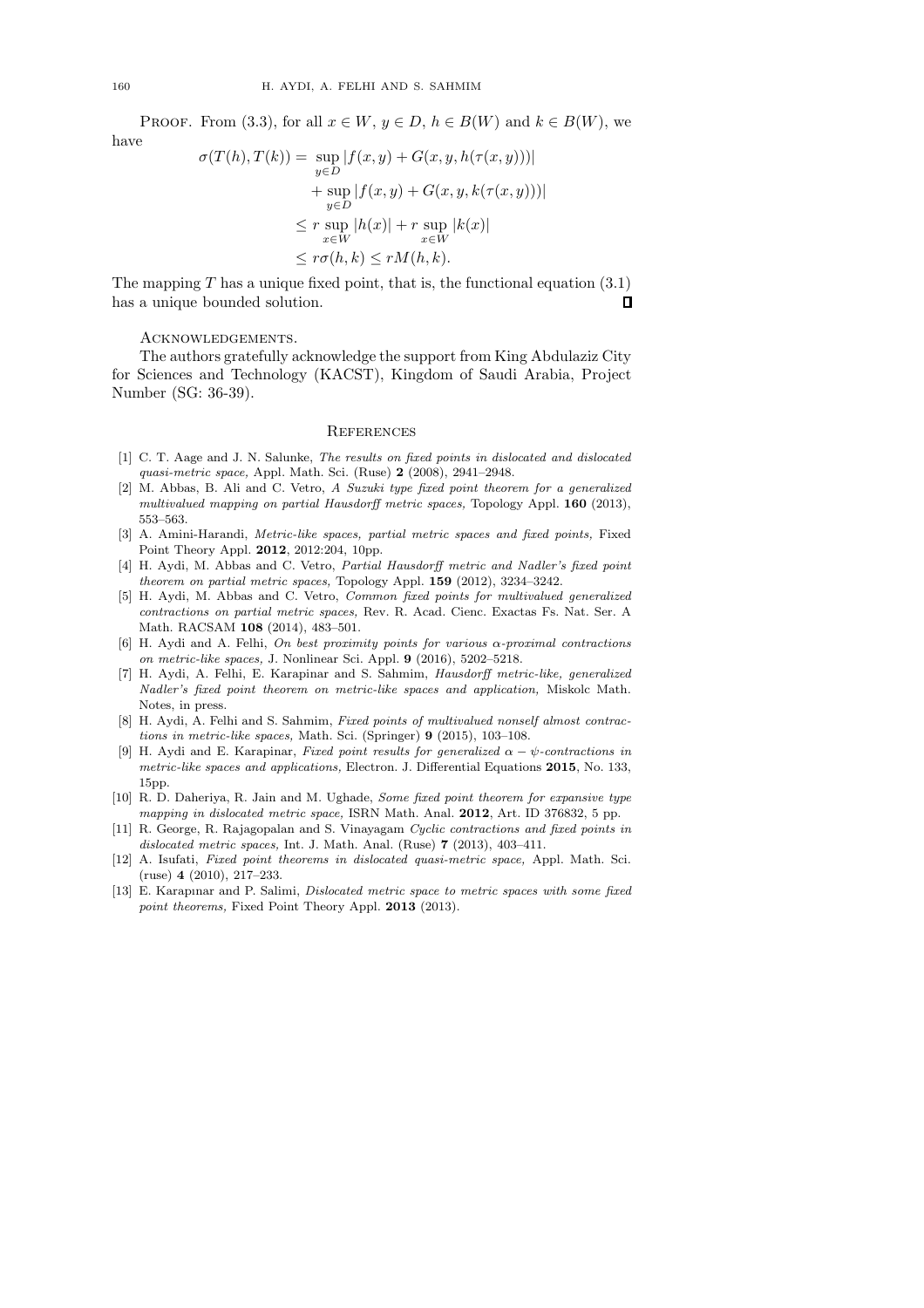PROOF. From (3.3), for all $x \in W$, $y \in D$, $h \in B(W)$ and $k \in B(W)$, we have

$$
\begin{aligned}
\sigma(T(h), T(k)) = & \sup_{y \in D} |f(x,y) + G(x,y,h(\tau(x,y)))| \\
& + \sup_{y \in D} |f(x,y) + G(x,y,k(\tau(x,y)))| \\
\leq & \; r \sup_{x \in W} |h(x)| + r \sup_{x \in W} |k(x)| \\
\leq & \; r\sigma(h,k) \leq rM(h,k).
\end{aligned}
$$

The mapping $T$ has a unique fixed point, that is, the functional equation (3.1) has a unique bounded solution. ∎

ACKNOWLEDGEMENTS.

The authors gratefully acknowledge the support from King Abdulaziz City for Sciences and Technology (KACST), Kingdom of Saudi Arabia, Project Number (SG: 36-39).

## REFERENCES

[1] C. T. Aage and J. N. Salunke, *The results on fixed points in dislocated and dislocated quasi-metric space,* Appl. Math. Sci. (Ruse) **2** (2008), 2941–2948.

[2] M. Abbas, B. Ali and C. Vetro, *A Suzuki type fixed point theorem for a generalized multivalued mapping on partial Hausdorff metric spaces,* Topology Appl. **160** (2013), 553–563.

[3] A. Amini-Harandi, *Metric-like spaces, partial metric spaces and fixed points,* Fixed Point Theory Appl. **2012**, 2012:204, 10pp.

[4] H. Aydi, M. Abbas and C. Vetro, *Partial Hausdorff metric and Nadler's fixed point theorem on partial metric spaces,* Topology Appl. **159** (2012), 3234–3242.

[5] H. Aydi, M. Abbas and C. Vetro, *Common fixed points for multivalued generalized contractions on partial metric spaces,* Rev. R. Acad. Cienc. Exactas Fs. Nat. Ser. A Math. RACSAM **108** (2014), 483–501.

[6] H. Aydi and A. Felhi, *On best proximity points for various $\alpha$-proximal contractions on metric-like spaces,* J. Nonlinear Sci. Appl. **9** (2016), 5202–5218.

[7] H. Aydi, A. Felhi, E. Karapinar and S. Sahmim, *Hausdorff metric-like, generalized Nadler's fixed point theorem on metric-like spaces and application,* Miskolc Math. Notes, in press.

[8] H. Aydi, A. Felhi and S. Sahmim, *Fixed points of multivalued nonself almost contractions in metric-like spaces,* Math. Sci. (Springer) **9** (2015), 103–108.

[9] H. Aydi and E. Karapinar, *Fixed point results for generalized $\alpha - \psi$-contractions in metric-like spaces and applications,* Electron. J. Differential Equations **2015**, No. 133, 15pp.

[10] R. D. Daheriya, R. Jain and M. Ughade, *Some fixed point theorem for expansive type mapping in dislocated metric space,* ISRN Math. Anal. **2012**, Art. ID 376832, 5 pp.

[11] R. George, R. Rajagopalan and S. Vinayagam *Cyclic contractions and fixed points in dislocated metric spaces,* Int. J. Math. Anal. (Ruse) **7** (2013), 403–411.

[12] A. Isufati, *Fixed point theorems in dislocated quasi-metric space,* Appl. Math. Sci. (ruse) **4** (2010), 217–233.

[13] E. Karapınar and P. Salimi, *Dislocated metric space to metric spaces with some fixed point theorems,* Fixed Point Theory Appl. **2013** (2013).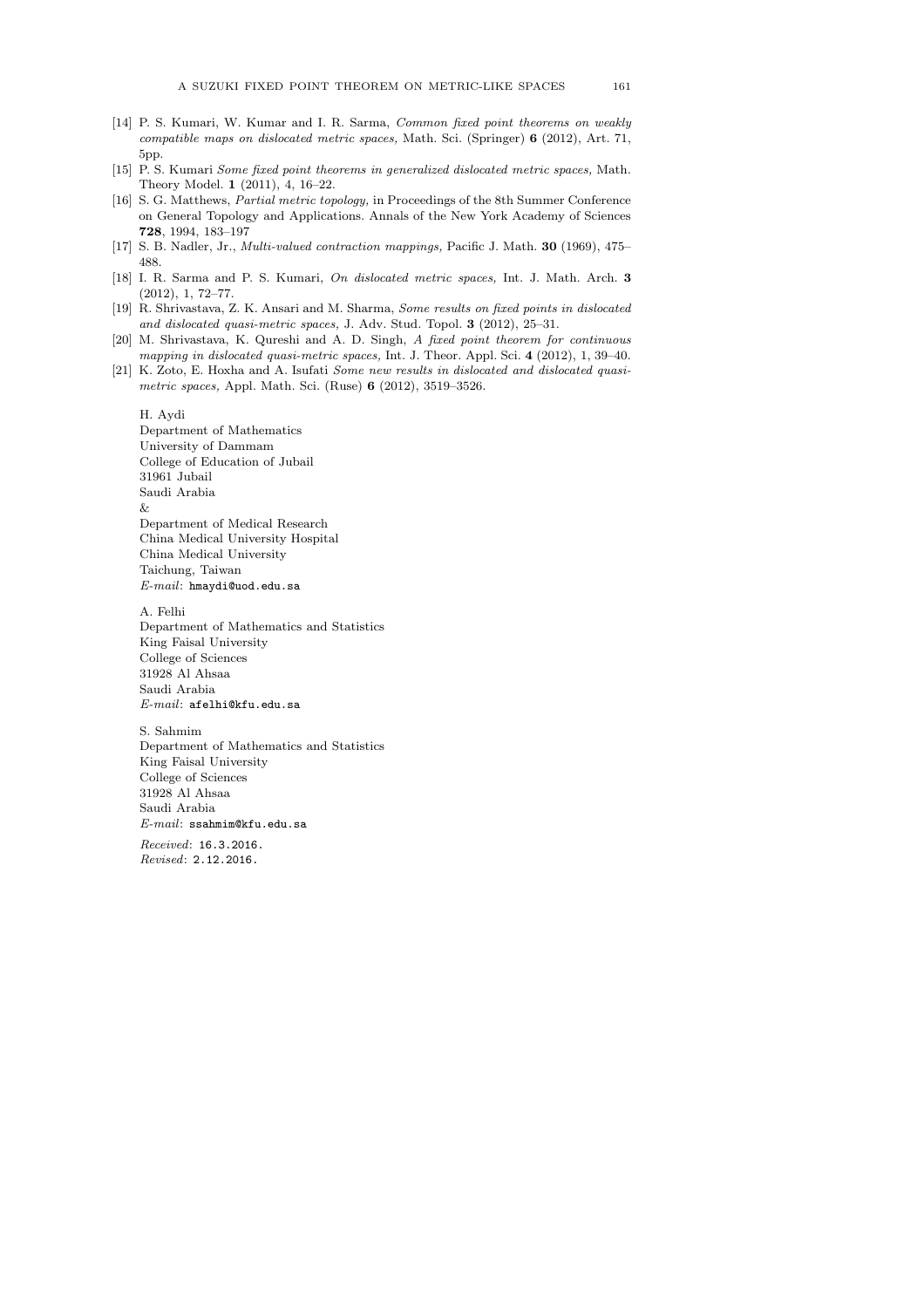[14] P. S. Kumari, W. Kumar and I. R. Sarma, *Common fixed point theorems on weakly compatible maps on dislocated metric spaces,* Math. Sci. (Springer) **6** (2012), Art. 71, 5pp.

[15] P. S. Kumari *Some fixed point theorems in generalized dislocated metric spaces,* Math. Theory Model. **1** (2011), 4, 16–22.

[16] S. G. Matthews, *Partial metric topology,* in Proceedings of the 8th Summer Conference on General Topology and Applications. Annals of the New York Academy of Sciences **728**, 1994, 183–197

[17] S. B. Nadler, Jr., *Multi-valued contraction mappings,* Pacific J. Math. **30** (1969), 475–488.

[18] I. R. Sarma and P. S. Kumari, *On dislocated metric spaces,* Int. J. Math. Arch. **3** (2012), 1, 72–77.

[19] R. Shrivastava, Z. K. Ansari and M. Sharma, *Some results on fixed points in dislocated and dislocated quasi-metric spaces,* J. Adv. Stud. Topol. **3** (2012), 25–31.

[20] M. Shrivastava, K. Qureshi and A. D. Singh, *A fixed point theorem for continuous mapping in dislocated quasi-metric spaces,* Int. J. Theor. Appl. Sci. **4** (2012), 1, 39–40.

[21] K. Zoto, E. Hoxha and A. Isufati *Some new results in dislocated and dislocated quasi-metric spaces,* Appl. Math. Sci. (Ruse) **6** (2012), 3519–3526.

H. Aydi
Department of Mathematics
University of Dammam
College of Education of Jubail
31961 Jubail
Saudi Arabia
&
Department of Medical Research
China Medical University Hospital
China Medical University
Taichung, Taiwan
*E-mail*: hmaydi@uod.edu.sa

A. Felhi
Department of Mathematics and Statistics
King Faisal University
College of Sciences
31928 Al Ahsaa
Saudi Arabia
*E-mail*: afelhi@kfu.edu.sa

S. Sahmim
Department of Mathematics and Statistics
King Faisal University
College of Sciences
31928 Al Ahsaa
Saudi Arabia
*E-mail*: ssahmim@kfu.edu.sa

*Received*: 16.3.2016.
*Revised*: 2.12.2016.